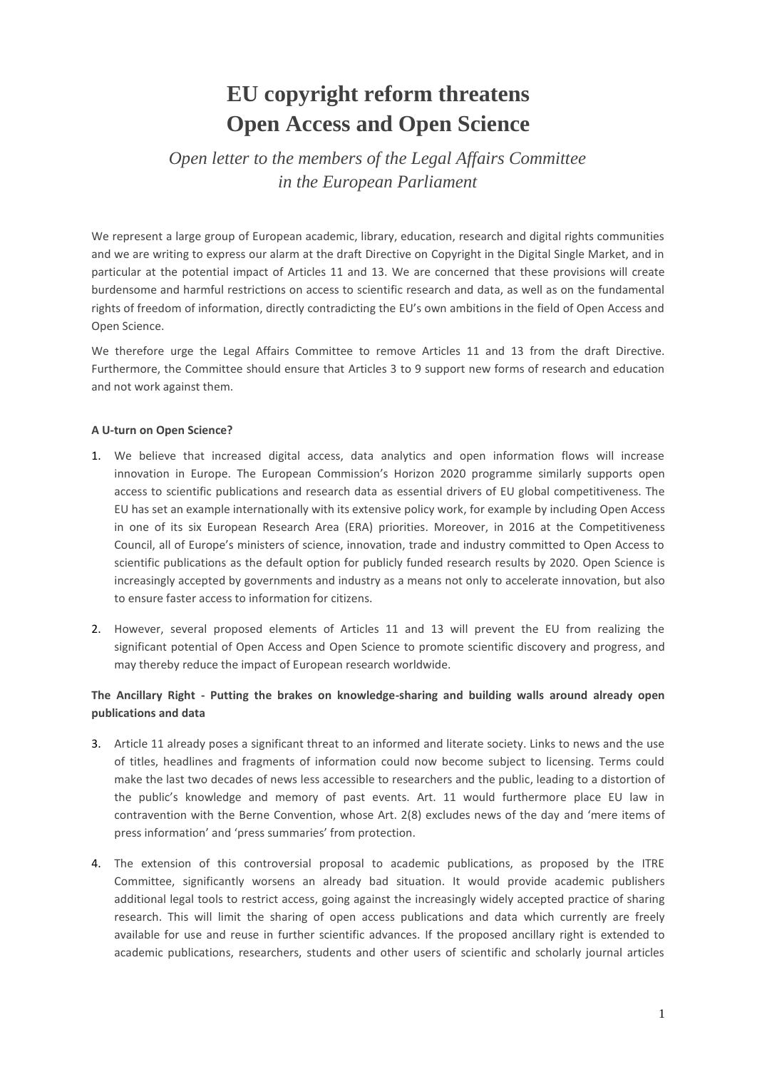# EU copyright reform threatens Open Access and Open Science

*Open letter to the members of the Legal Affairs Committee in the European Parliament*

We represent a large group of European academic, library, education, research and digital rights communities and we are writing to express our alarm at the draft Directive on Copyright in the Digital Single Market, and in particular at the potential impact of Articles 11 and 13. We are concerned that these provisions will create burdensome and harmful restrictions on access to scientific research and data, as well as on the fundamental rights of freedom of information, directly contradicting the EU's own ambitions in the field of Open Access and Open Science.

We therefore urge the Legal Affairs Committee to remove Articles 11 and 13 from the draft Directive. Furthermore, the Committee should ensure that Articles 3 to 9 support new forms of research and education and not work against them.

**A U-turn on Open Science?**

1. We believe that increased digital access, data analytics and open information flows will increase innovation in Europe. The European Commission's Horizon 2020 programme similarly supports open access to scientific publications and research data as essential drivers of EU global competitiveness. The EU has set an example internationally with its extensive policy work, for example by including Open Access in one of its six European Research Area (ERA) priorities. Moreover, in 2016 at the Competitiveness Council, all of Europe's ministers of science, innovation, trade and industry committed to Open Access to scientific publications as the default option for publicly funded research results by 2020. Open Science is increasingly accepted by governments and industry as a means not only to accelerate innovation, but also to ensure faster access to information for citizens.

2. However, several proposed elements of Articles 11 and 13 will prevent the EU from realizing the significant potential of Open Access and Open Science to promote scientific discovery and progress, and may thereby reduce the impact of European research worldwide.

**The Ancillary Right - Putting the brakes on knowledge-sharing and building walls around already open publications and data**

3. Article 11 already poses a significant threat to an informed and literate society. Links to news and the use of titles, headlines and fragments of information could now become subject to licensing. Terms could make the last two decades of news less accessible to researchers and the public, leading to a distortion of the public's knowledge and memory of past events. Art. 11 would furthermore place EU law in contravention with the Berne Convention, whose Art. 2(8) excludes news of the day and 'mere items of press information' and 'press summaries' from protection.

4. The extension of this controversial proposal to academic publications, as proposed by the ITRE Committee, significantly worsens an already bad situation. It would provide academic publishers additional legal tools to restrict access, going against the increasingly widely accepted practice of sharing research. This will limit the sharing of open access publications and data which currently are freely available for use and reuse in further scientific advances. If the proposed ancillary right is extended to academic publications, researchers, students and other users of scientific and scholarly journal articles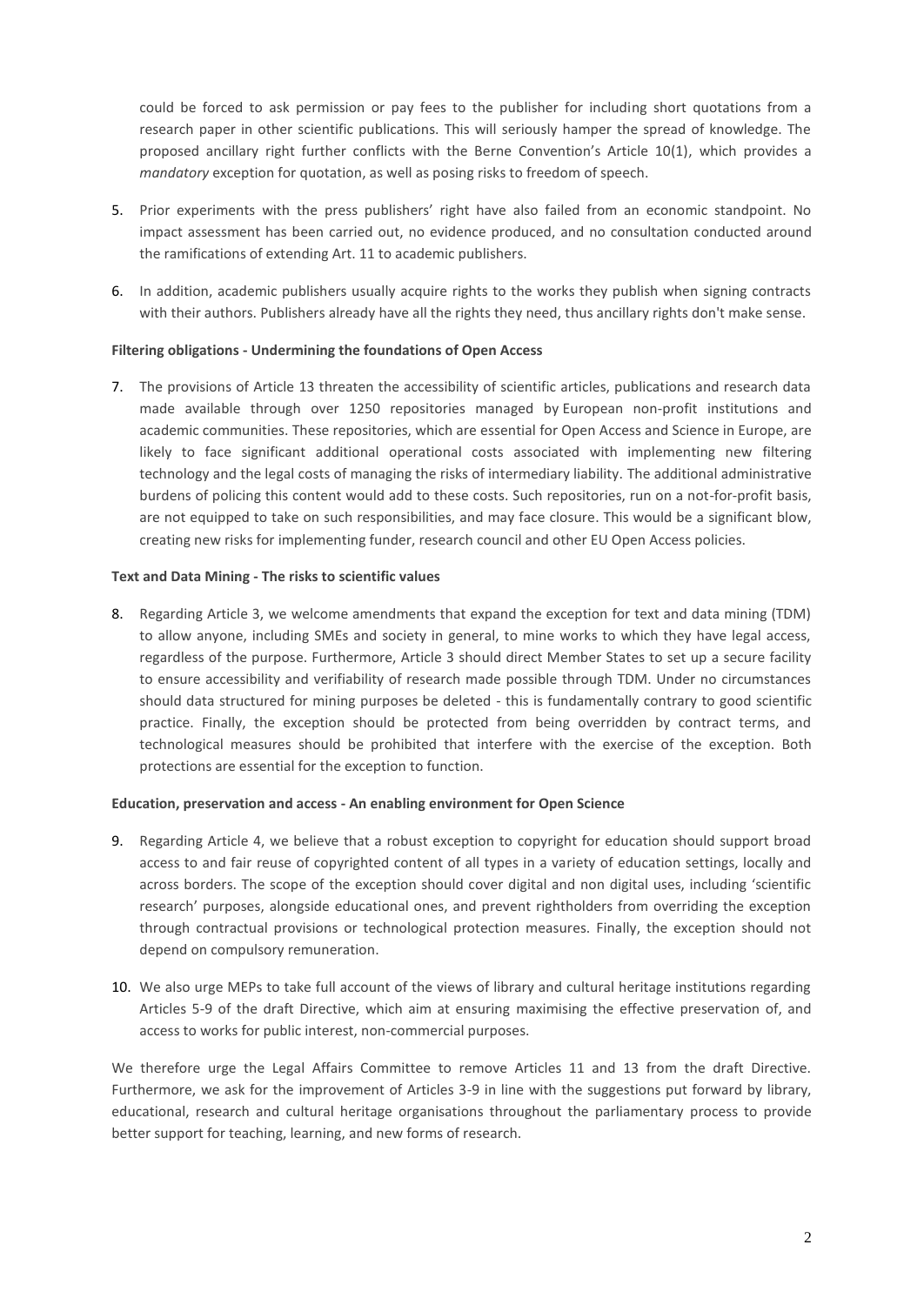could be forced to ask permission or pay fees to the publisher for including short quotations from a research paper in other scientific publications. This will seriously hamper the spread of knowledge. The proposed ancillary right further conflicts with the Berne Convention's Article 10(1), which provides a *mandatory* exception for quotation, as well as posing risks to freedom of speech.

5. Prior experiments with the press publishers' right have also failed from an economic standpoint. No impact assessment has been carried out, no evidence produced, and no consultation conducted around the ramifications of extending Art. 11 to academic publishers.

6. In addition, academic publishers usually acquire rights to the works they publish when signing contracts with their authors. Publishers already have all the rights they need, thus ancillary rights don't make sense.

**Filtering obligations - Undermining the foundations of Open Access**

7. The provisions of Article 13 threaten the accessibility of scientific articles, publications and research data made available through over 1250 repositories managed by European non-profit institutions and academic communities. These repositories, which are essential for Open Access and Science in Europe, are likely to face significant additional operational costs associated with implementing new filtering technology and the legal costs of managing the risks of intermediary liability. The additional administrative burdens of policing this content would add to these costs. Such repositories, run on a not-for-profit basis, are not equipped to take on such responsibilities, and may face closure. This would be a significant blow, creating new risks for implementing funder, research council and other EU Open Access policies.

**Text and Data Mining - The risks to scientific values**

8. Regarding Article 3, we welcome amendments that expand the exception for text and data mining (TDM) to allow anyone, including SMEs and society in general, to mine works to which they have legal access, regardless of the purpose. Furthermore, Article 3 should direct Member States to set up a secure facility to ensure accessibility and verifiability of research made possible through TDM. Under no circumstances should data structured for mining purposes be deleted - this is fundamentally contrary to good scientific practice. Finally, the exception should be protected from being overridden by contract terms, and technological measures should be prohibited that interfere with the exercise of the exception. Both protections are essential for the exception to function.

**Education, preservation and access - An enabling environment for Open Science**

9. Regarding Article 4, we believe that a robust exception to copyright for education should support broad access to and fair reuse of copyrighted content of all types in a variety of education settings, locally and across borders. The scope of the exception should cover digital and non digital uses, including 'scientific research' purposes, alongside educational ones, and prevent rightholders from overriding the exception through contractual provisions or technological protection measures. Finally, the exception should not depend on compulsory remuneration.

10. We also urge MEPs to take full account of the views of library and cultural heritage institutions regarding Articles 5-9 of the draft Directive, which aim at ensuring maximising the effective preservation of, and access to works for public interest, non-commercial purposes.

We therefore urge the Legal Affairs Committee to remove Articles 11 and 13 from the draft Directive. Furthermore, we ask for the improvement of Articles 3-9 in line with the suggestions put forward by library, educational, research and cultural heritage organisations throughout the parliamentary process to provide better support for teaching, learning, and new forms of research.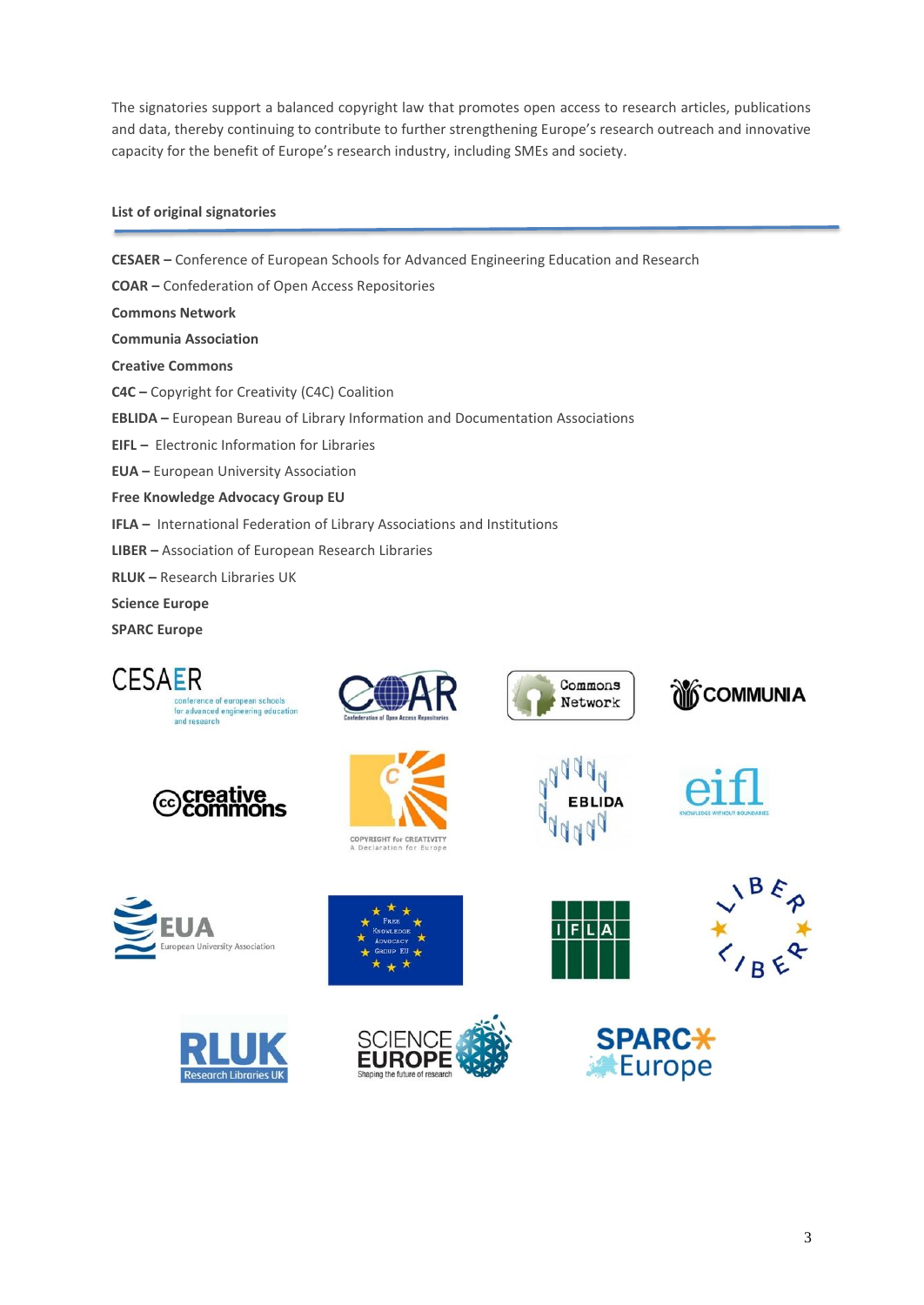The signatories support a balanced copyright law that promotes open access to research articles, publications and data, thereby continuing to contribute to further strengthening Europe's research outreach and innovative capacity for the benefit of Europe's research industry, including SMEs and society.

## List of original signatories

**CESAER –** Conference of European Schools for Advanced Engineering Education and Research

**COAR –** Confederation of Open Access Repositories

**Commons Network**

**Communia Association**

**Creative Commons**

**C4C –** Copyright for Creativity (C4C) Coalition

**EBLIDA –** European Bureau of Library Information and Documentation Associations

**EIFL –** Electronic Information for Libraries

**EUA –** European University Association

**Free Knowledge Advocacy Group EU**

**IFLA –** International Federation of Library Associations and Institutions

**LIBER –** Association of European Research Libraries

**RLUK –** Research Libraries UK

**Science Europe**

**SPARC Europe**